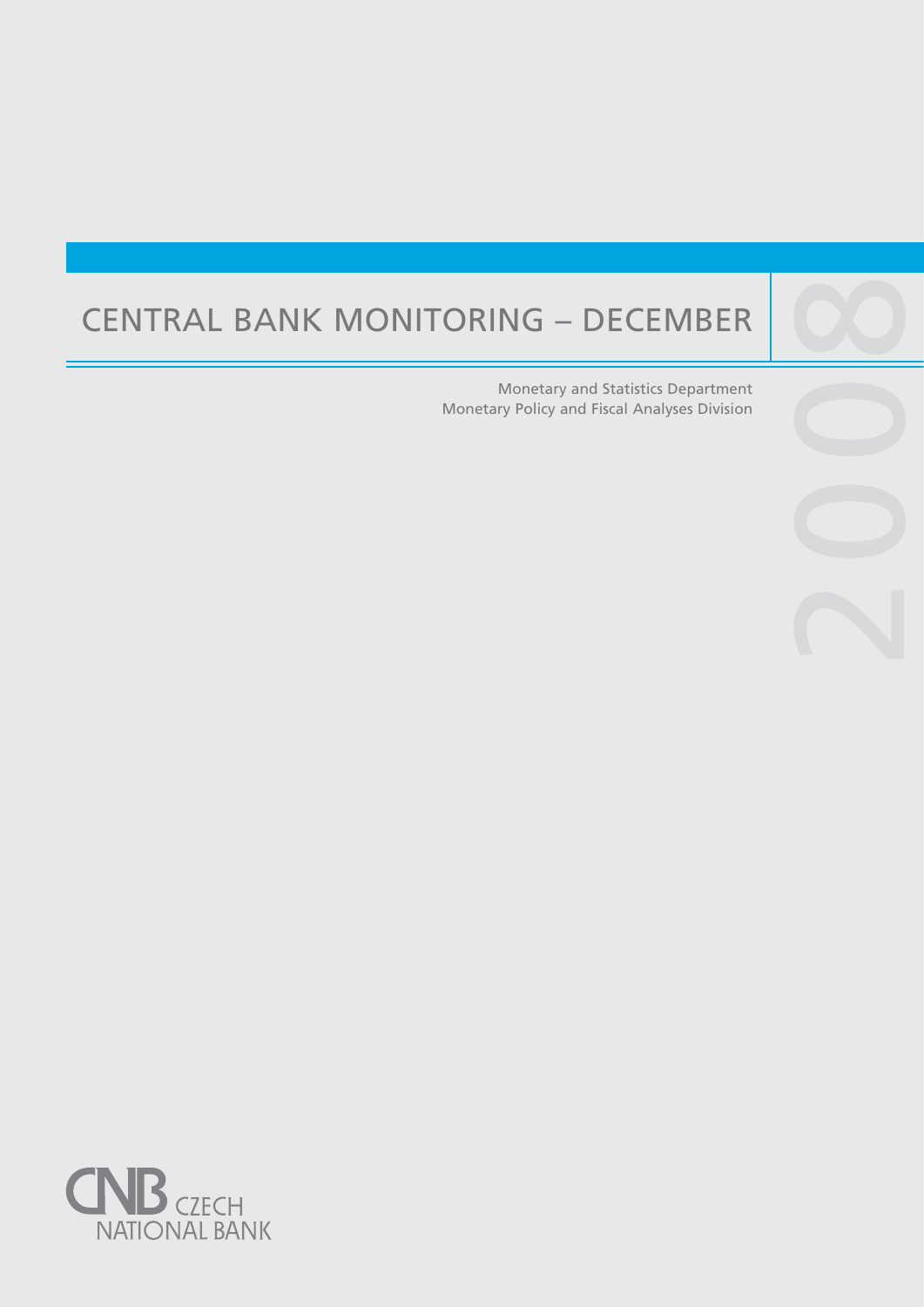# CENTRAL BANK MONITORING – DECEMBER 2008

Monetary and Statistics Department
Monetary Policy and Fiscal Analyses Division

CNB CZECH NATIONAL BANK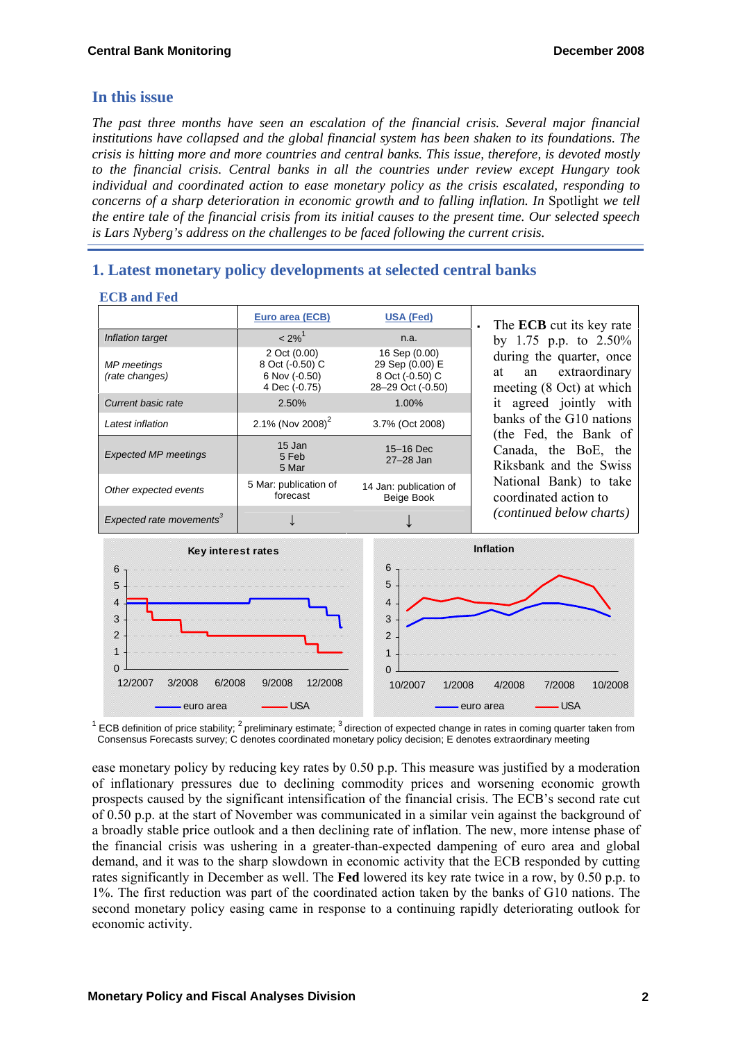## In this issue

*The past three months have seen an escalation of the financial crisis. Several major financial institutions have collapsed and the global financial system has been shaken to its foundations. The crisis is hitting more and more countries and central banks. This issue, therefore, is devoted mostly to the financial crisis. Central banks in all the countries under review except Hungary took individual and coordinated action to ease monetary policy as the crisis escalated, responding to concerns of a sharp deterioration in economic growth and to falling inflation. In* Spotlight *we tell the entire tale of the financial crisis from its initial causes to the present time. Our selected speech is Lars Nyberg's address on the challenges to be faced following the current crisis.*

# 1. Latest monetary policy developments at selected central banks

### ECB and Fed

| | Euro area (ECB) | USA (Fed) |
|---|---|---|
| *Inflation target* | < 2%[1] | n.a. |
| *MP meetings (rate changes)* | 2 Oct (0.00)<br>8 Oct (-0.50) C<br>6 Nov (-0.50)<br>4 Dec (-0.75) | 16 Sep (0.00)<br>29 Sep (0.00) E<br>8 Oct (-0.50) C<br>28–29 Oct (-0.50) |
| *Current basic rate* | 2.50% | 1.00% |
| *Latest inflation* | 2.1% (Nov 2008)[2] | 3.7% (Oct 2008) |
| *Expected MP meetings* | 15 Jan<br>5 Feb<br>5 Mar | 15–16 Dec<br>27–28 Jan |
| *Other expected events* | 5 Mar: publication of forecast | 14 Jan: publication of Beige Book |
| *Expected rate movements*[3] | ↓ | ↓ |

- The **ECB** cut its key rate by 1.75 p.p. to 2.50% during the quarter, once at an extraordinary meeting (8 Oct) at which it agreed jointly with banks of the G10 nations (the Fed, the Bank of Canada, the BoE, the Riksbank and the Swiss National Bank) to take coordinated action to *(continued below charts)*

[1] ECB definition of price stability; [2] preliminary estimate; [3] direction of expected change in rates in coming quarter taken from Consensus Forecasts survey; C denotes coordinated monetary policy decision; E denotes extraordinary meeting

ease monetary policy by reducing key rates by 0.50 p.p. This measure was justified by a moderation of inflationary pressures due to declining commodity prices and worsening economic growth prospects caused by the significant intensification of the financial crisis. The ECB's second rate cut of 0.50 p.p. at the start of November was communicated in a similar vein against the background of a broadly stable price outlook and a then declining rate of inflation. The new, more intense phase of the financial crisis was ushering in a greater-than-expected dampening of euro area and global demand, and it was to the sharp slowdown in economic activity that the ECB responded by cutting rates significantly in December as well. The **Fed** lowered its key rate twice in a row, by 0.50 p.p. to 1%. The first reduction was part of the coordinated action taken by the banks of G10 nations. The second monetary policy easing came in response to a continuing rapidly deteriorating outlook for economic activity.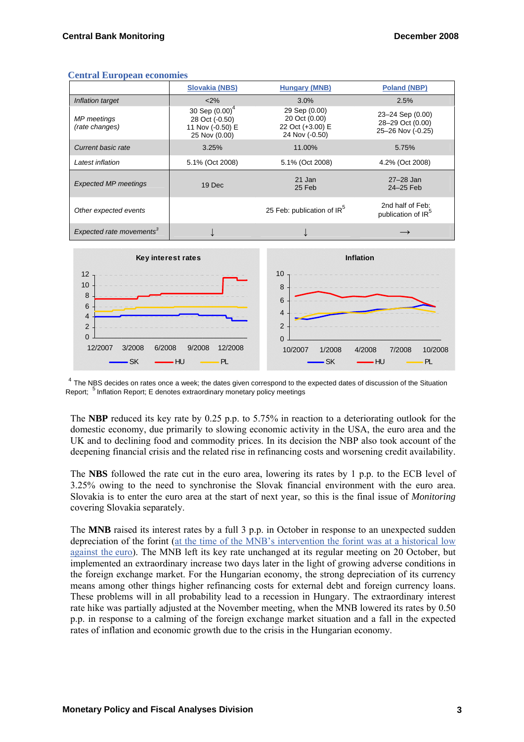## Central European economies

|  | Slovakia (NBS) | Hungary (MNB) | Poland (NBP) |
|---|---|---|---|
| *Inflation target* | <2% | 3.0% | 2.5% |
| *MP meetings (rate changes)* | 30 Sep (0.00)[4] 28 Oct (-0.50) 11 Nov (-0.50) E 25 Nov (0.00) | 29 Sep (0.00) 20 Oct (0.00) 22 Oct (+3.00) E 24 Nov (-0.50) | 23–24 Sep (0.00) 28–29 Oct (0.00) 25–26 Nov (-0.25) |
| *Current basic rate* | 3.25% | 11.00% | 5.75% |
| *Latest inflation* | 5.1% (Oct 2008) | 5.1% (Oct 2008) | 4.2% (Oct 2008) |
| *Expected MP meetings* | 19 Dec | 21 Jan 25 Feb | 27–28 Jan 24–25 Feb |
| *Other expected events* |  | 25 Feb: publication of IR[5] | 2nd half of Feb: publication of IR[5] |
| *Expected rate movements*[3] | ↓ | ↓ | → |

[4] The NBS decides on rates once a week; the dates given correspond to the expected dates of discussion of the Situation Report; [5] Inflation Report; E denotes extraordinary monetary policy meetings

The **NBP** reduced its key rate by 0.25 p.p. to 5.75% in reaction to a deteriorating outlook for the domestic economy, due primarily to slowing economic activity in the USA, the euro area and the UK and to declining food and commodity prices. In its decision the NBP also took account of the deepening financial crisis and the related rise in refinancing costs and worsening credit availability.

The **NBS** followed the rate cut in the euro area, lowering its rates by 1 p.p. to the ECB level of 3.25% owing to the need to synchronise the Slovak financial environment with the euro area. Slovakia is to enter the euro area at the start of next year, so this is the final issue of *Monitoring* covering Slovakia separately.

The **MNB** raised its interest rates by a full 3 p.p. in October in response to an unexpected sudden depreciation of the forint (at the time of the MNB's intervention the forint was at a historical low against the euro). The MNB left its key rate unchanged at its regular meeting on 20 October, but implemented an extraordinary increase two days later in the light of growing adverse conditions in the foreign exchange market. For the Hungarian economy, the strong depreciation of its currency means among other things higher refinancing costs for external debt and foreign currency loans. These problems will in all probability lead to a recession in Hungary. The extraordinary interest rate hike was partially adjusted at the November meeting, when the MNB lowered its rates by 0.50 p.p. in response to a calming of the foreign exchange market situation and a fall in the expected rates of inflation and economic growth due to the crisis in the Hungarian economy.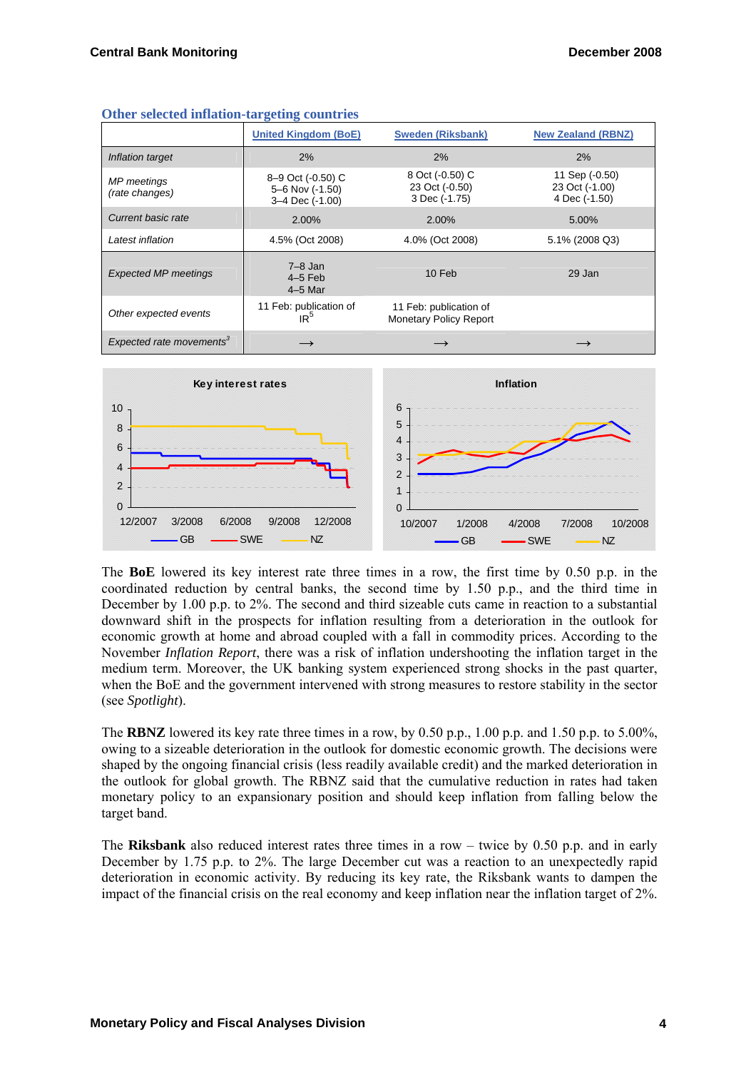### Other selected inflation-targeting countries

| | United Kingdom (BoE) | Sweden (Riksbank) | New Zealand (RBNZ) |
|---|---|---|---|
| *Inflation target* | 2% | 2% | 2% |
| *MP meetings (rate changes)* | 8–9 Oct (-0.50) C<br>5–6 Nov (-1.50)<br>3–4 Dec (-1.00) | 8 Oct (-0.50) C<br>23 Oct (-0.50)<br>3 Dec (-1.75) | 11 Sep (-0.50)<br>23 Oct (-1.00)<br>4 Dec (-1.50) |
| *Current basic rate* | 2.00% | 2.00% | 5.00% |
| *Latest inflation* | 4.5% (Oct 2008) | 4.0% (Oct 2008) | 5.1% (2008 Q3) |
| *Expected MP meetings* | 7–8 Jan<br>4–5 Feb<br>4–5 Mar | 10 Feb | 29 Jan |
| *Other expected events* | 11 Feb: publication of IR[5] | 11 Feb: publication of Monetary Policy Report | |
| *Expected rate movements*[3] | → | → | → |

The **BoE** lowered its key interest rate three times in a row, the first time by 0.50 p.p. in the coordinated reduction by central banks, the second time by 1.50 p.p., and the third time in December by 1.00 p.p. to 2%. The second and third sizeable cuts came in reaction to a substantial downward shift in the prospects for inflation resulting from a deterioration in the outlook for economic growth at home and abroad coupled with a fall in commodity prices. According to the November *Inflation Report*, there was a risk of inflation undershooting the inflation target in the medium term. Moreover, the UK banking system experienced strong shocks in the past quarter, when the BoE and the government intervened with strong measures to restore stability in the sector (see *Spotlight*).

The **RBNZ** lowered its key rate three times in a row, by 0.50 p.p., 1.00 p.p. and 1.50 p.p. to 5.00%, owing to a sizeable deterioration in the outlook for domestic economic growth. The decisions were shaped by the ongoing financial crisis (less readily available credit) and the marked deterioration in the outlook for global growth. The RBNZ said that the cumulative reduction in rates had taken monetary policy to an expansionary position and should keep inflation from falling below the target band.

The **Riksbank** also reduced interest rates three times in a row – twice by 0.50 p.p. and in early December by 1.75 p.p. to 2%. The large December cut was a reaction to an unexpectedly rapid deterioration in economic activity. By reducing its key rate, the Riksbank wants to dampen the impact of the financial crisis on the real economy and keep inflation near the inflation target of 2%.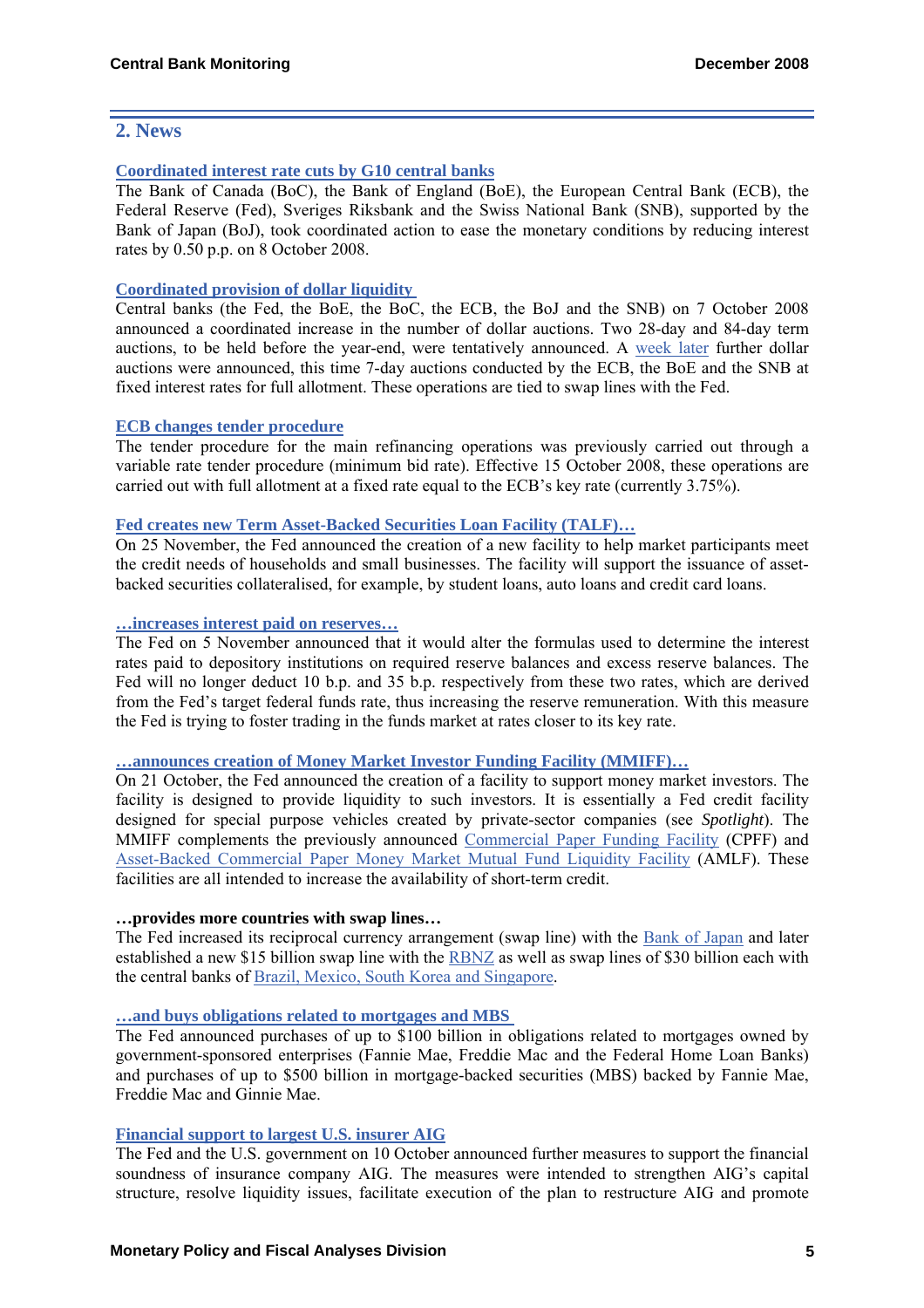## 2. News

**Coordinated interest rate cuts by G10 central banks**

The Bank of Canada (BoC), the Bank of England (BoE), the European Central Bank (ECB), the Federal Reserve (Fed), Sveriges Riksbank and the Swiss National Bank (SNB), supported by the Bank of Japan (BoJ), took coordinated action to ease the monetary conditions by reducing interest rates by 0.50 p.p. on 8 October 2008.

**Coordinated provision of dollar liquidity**

Central banks (the Fed, the BoE, the BoC, the ECB, the BoJ and the SNB) on 7 October 2008 announced a coordinated increase in the number of dollar auctions. Two 28-day and 84-day term auctions, to be held before the year-end, were tentatively announced. A week later further dollar auctions were announced, this time 7-day auctions conducted by the ECB, the BoE and the SNB at fixed interest rates for full allotment. These operations are tied to swap lines with the Fed.

**ECB changes tender procedure**

The tender procedure for the main refinancing operations was previously carried out through a variable rate tender procedure (minimum bid rate). Effective 15 October 2008, these operations are carried out with full allotment at a fixed rate equal to the ECB's key rate (currently 3.75%).

**Fed creates new Term Asset-Backed Securities Loan Facility (TALF)…**

On 25 November, the Fed announced the creation of a new facility to help market participants meet the credit needs of households and small businesses. The facility will support the issuance of asset-backed securities collateralised, for example, by student loans, auto loans and credit card loans.

**…increases interest paid on reserves…**

The Fed on 5 November announced that it would alter the formulas used to determine the interest rates paid to depository institutions on required reserve balances and excess reserve balances. The Fed will no longer deduct 10 b.p. and 35 b.p. respectively from these two rates, which are derived from the Fed's target federal funds rate, thus increasing the reserve remuneration. With this measure the Fed is trying to foster trading in the funds market at rates closer to its key rate.

**…announces creation of Money Market Investor Funding Facility (MMIFF)…**

On 21 October, the Fed announced the creation of a facility to support money market investors. The facility is designed to provide liquidity to such investors. It is essentially a Fed credit facility designed for special purpose vehicles created by private-sector companies (see *Spotlight*). The MMIFF complements the previously announced Commercial Paper Funding Facility (CPFF) and Asset-Backed Commercial Paper Money Market Mutual Fund Liquidity Facility (AMLF). These facilities are all intended to increase the availability of short-term credit.

**…provides more countries with swap lines…**

The Fed increased its reciprocal currency arrangement (swap line) with the Bank of Japan and later established a new $15 billion swap line with the RBNZ as well as swap lines of $30 billion each with the central banks of Brazil, Mexico, South Korea and Singapore.

**…and buys obligations related to mortgages and MBS**

The Fed announced purchases of up to $100 billion in obligations related to mortgages owned by government-sponsored enterprises (Fannie Mae, Freddie Mac and the Federal Home Loan Banks) and purchases of up to $500 billion in mortgage-backed securities (MBS) backed by Fannie Mae, Freddie Mac and Ginnie Mae.

**Financial support to largest U.S. insurer AIG**

The Fed and the U.S. government on 10 October announced further measures to support the financial soundness of insurance company AIG. The measures were intended to strengthen AIG's capital structure, resolve liquidity issues, facilitate execution of the plan to restructure AIG and promote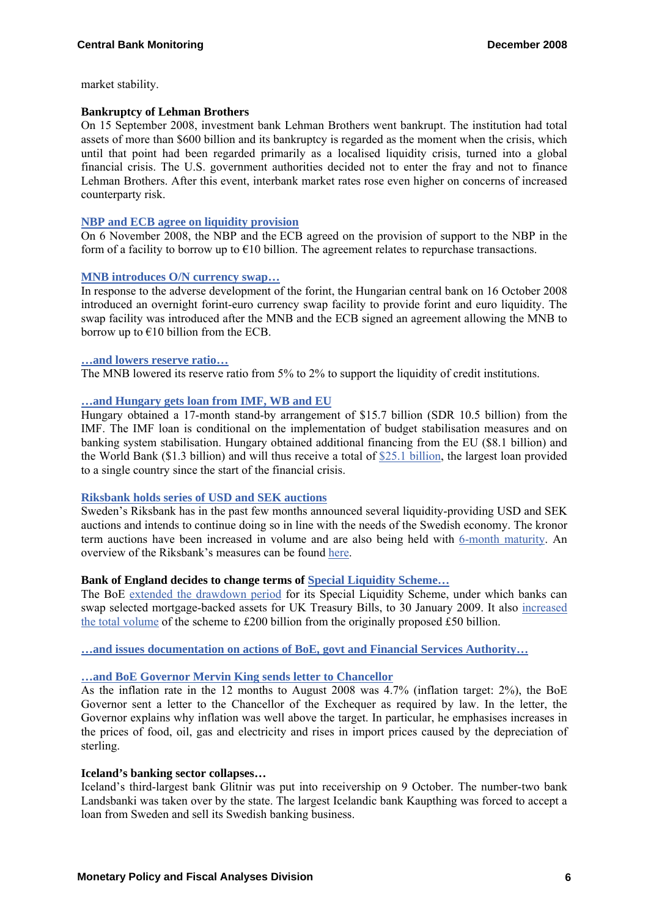market stability.

**Bankruptcy of Lehman Brothers**

On 15 September 2008, investment bank Lehman Brothers went bankrupt. The institution had total assets of more than $600 billion and its bankruptcy is regarded as the moment when the crisis, which until that point had been regarded primarily as a localised liquidity crisis, turned into a global financial crisis. The U.S. government authorities decided not to enter the fray and not to finance Lehman Brothers. After this event, interbank market rates rose even higher on concerns of increased counterparty risk.

**NBP and ECB agree on liquidity provision**

On 6 November 2008, the NBP and the ECB agreed on the provision of support to the NBP in the form of a facility to borrow up to €10 billion. The agreement relates to repurchase transactions.

**MNB introduces O/N currency swap…**

In response to the adverse development of the forint, the Hungarian central bank on 16 October 2008 introduced an overnight forint-euro currency swap facility to provide forint and euro liquidity. The swap facility was introduced after the MNB and the ECB signed an agreement allowing the MNB to borrow up to €10 billion from the ECB.

**…and lowers reserve ratio…**

The MNB lowered its reserve ratio from 5% to 2% to support the liquidity of credit institutions.

**…and Hungary gets loan from IMF, WB and EU**

Hungary obtained a 17-month stand-by arrangement of $15.7 billion (SDR 10.5 billion) from the IMF. The IMF loan is conditional on the implementation of budget stabilisation measures and on banking system stabilisation. Hungary obtained additional financing from the EU ($8.1 billion) and the World Bank ($1.3 billion) and will thus receive a total of $25.1 billion, the largest loan provided to a single country since the start of the financial crisis.

**Riksbank holds series of USD and SEK auctions**

Sweden's Riksbank has in the past few months announced several liquidity-providing USD and SEK auctions and intends to continue doing so in line with the needs of the Swedish economy. The kronor term auctions have been increased in volume and are also being held with 6-month maturity. An overview of the Riksbank's measures can be found here.

**Bank of England decides to change terms of Special Liquidity Scheme…**

The BoE extended the drawdown period for its Special Liquidity Scheme, under which banks can swap selected mortgage-backed assets for UK Treasury Bills, to 30 January 2009. It also increased the total volume of the scheme to £200 billion from the originally proposed £50 billion.

**…and issues documentation on actions of BoE, govt and Financial Services Authority…**

**…and BoE Governor Mervin King sends letter to Chancellor**

As the inflation rate in the 12 months to August 2008 was 4.7% (inflation target: 2%), the BoE Governor sent a letter to the Chancellor of the Exchequer as required by law. In the letter, the Governor explains why inflation was well above the target. In particular, he emphasises increases in the prices of food, oil, gas and electricity and rises in import prices caused by the depreciation of sterling.

**Iceland's banking sector collapses…**

Iceland's third-largest bank Glitnir was put into receivership on 9 October. The number-two bank Landsbanki was taken over by the state. The largest Icelandic bank Kaupthing was forced to accept a loan from Sweden and sell its Swedish banking business.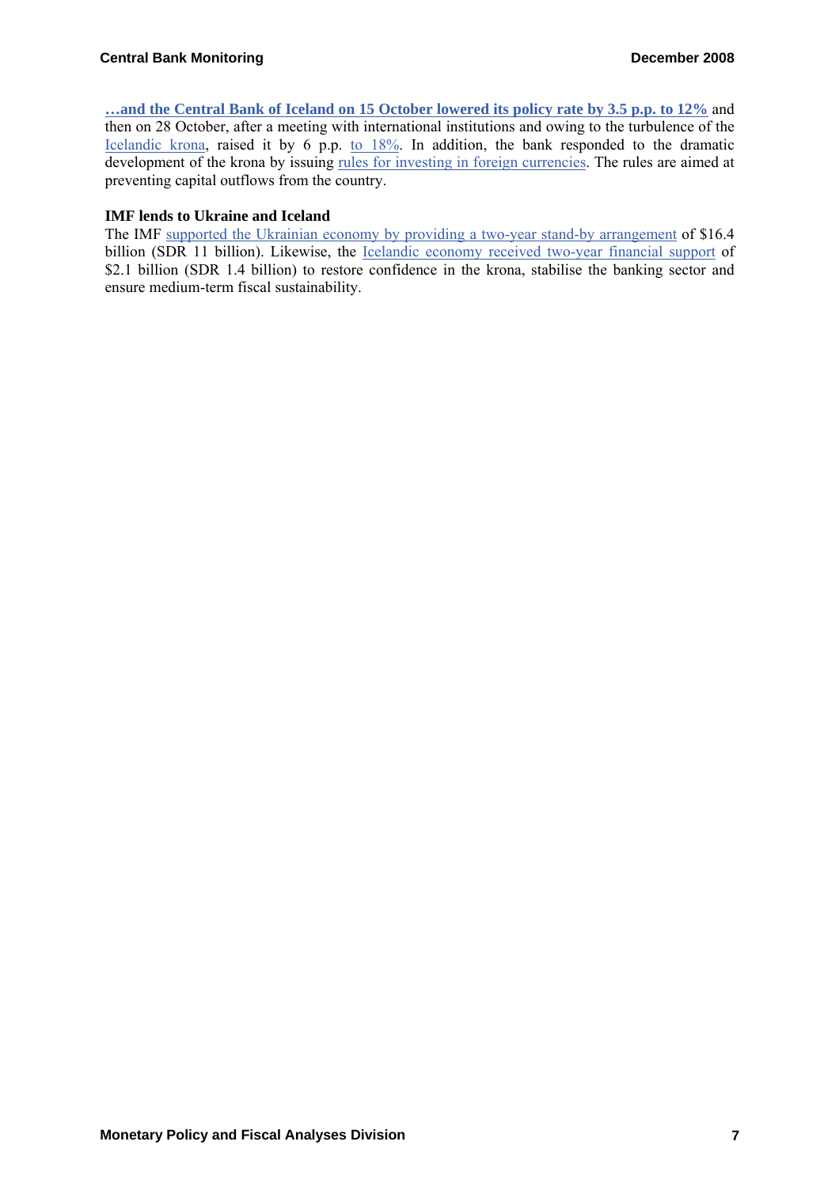**…and the Central Bank of Iceland on 15 October lowered its policy rate by 3.5 p.p. to 12%** and then on 28 October, after a meeting with international institutions and owing to the turbulence of the Icelandic krona, raised it by 6 p.p. to 18%. In addition, the bank responded to the dramatic development of the krona by issuing rules for investing in foreign currencies. The rules are aimed at preventing capital outflows from the country.

**IMF lends to Ukraine and Iceland**

The IMF supported the Ukrainian economy by providing a two-year stand-by arrangement of $16.4 billion (SDR 11 billion). Likewise, the Icelandic economy received two-year financial support of $2.1 billion (SDR 1.4 billion) to restore confidence in the krona, stabilise the banking sector and ensure medium-term fiscal sustainability.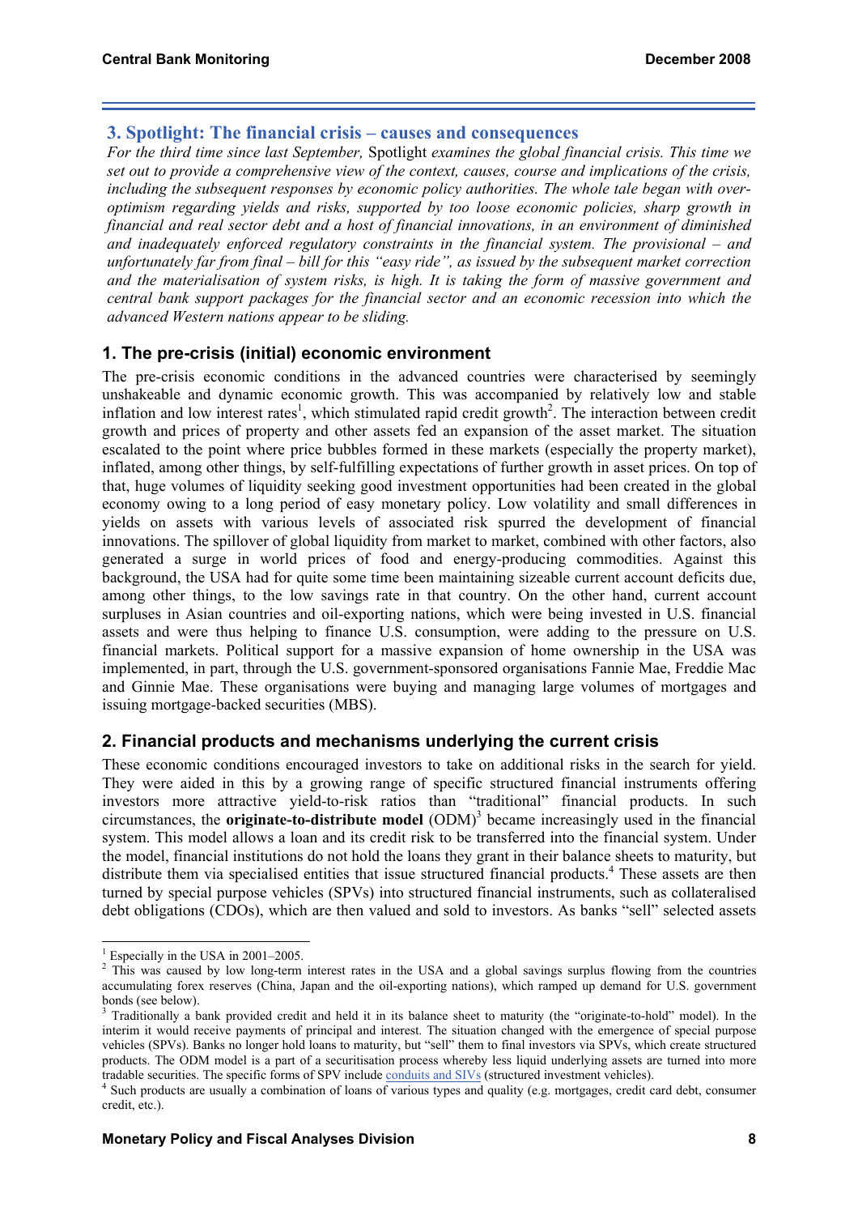## 3. Spotlight: The financial crisis – causes and consequences

*For the third time since last September,* Spotlight *examines the global financial crisis. This time we set out to provide a comprehensive view of the context, causes, course and implications of the crisis, including the subsequent responses by economic policy authorities. The whole tale began with over-optimism regarding yields and risks, supported by too loose economic policies, sharp growth in financial and real sector debt and a host of financial innovations, in an environment of diminished and inadequately enforced regulatory constraints in the financial system. The provisional – and unfortunately far from final – bill for this "easy ride", as issued by the subsequent market correction and the materialisation of system risks, is high. It is taking the form of massive government and central bank support packages for the financial sector and an economic recession into which the advanced Western nations appear to be sliding.*

### 1. The pre-crisis (initial) economic environment

The pre-crisis economic conditions in the advanced countries were characterised by seemingly unshakeable and dynamic economic growth. This was accompanied by relatively low and stable inflation and low interest rates[1], which stimulated rapid credit growth[2]. The interaction between credit growth and prices of property and other assets fed an expansion of the asset market. The situation escalated to the point where price bubbles formed in these markets (especially the property market), inflated, among other things, by self-fulfilling expectations of further growth in asset prices. On top of that, huge volumes of liquidity seeking good investment opportunities had been created in the global economy owing to a long period of easy monetary policy. Low volatility and small differences in yields on assets with various levels of associated risk spurred the development of financial innovations. The spillover of global liquidity from market to market, combined with other factors, also generated a surge in world prices of food and energy-producing commodities. Against this background, the USA had for quite some time been maintaining sizeable current account deficits due, among other things, to the low savings rate in that country. On the other hand, current account surpluses in Asian countries and oil-exporting nations, which were being invested in U.S. financial assets and were thus helping to finance U.S. consumption, were adding to the pressure on U.S. financial markets. Political support for a massive expansion of home ownership in the USA was implemented, in part, through the U.S. government-sponsored organisations Fannie Mae, Freddie Mac and Ginnie Mae. These organisations were buying and managing large volumes of mortgages and issuing mortgage-backed securities (MBS).

### 2. Financial products and mechanisms underlying the current crisis

These economic conditions encouraged investors to take on additional risks in the search for yield. They were aided in this by a growing range of specific structured financial instruments offering investors more attractive yield-to-risk ratios than "traditional" financial products. In such circumstances, the **originate-to-distribute model** (ODM)[3] became increasingly used in the financial system. This model allows a loan and its credit risk to be transferred into the financial system. Under the model, financial institutions do not hold the loans they grant in their balance sheets to maturity, but distribute them via specialised entities that issue structured financial products.[4] These assets are then turned by special purpose vehicles (SPVs) into structured financial instruments, such as collateralised debt obligations (CDOs), which are then valued and sold to investors. As banks "sell" selected assets

---

[1] Especially in the USA in 2001–2005.

[2] This was caused by low long-term interest rates in the USA and a global savings surplus flowing from the countries accumulating forex reserves (China, Japan and the oil-exporting nations), which ramped up demand for U.S. government bonds (see below).

[3] Traditionally a bank provided credit and held it in its balance sheet to maturity (the "originate-to-hold" model). In the interim it would receive payments of principal and interest. The situation changed with the emergence of special purpose vehicles (SPVs). Banks no longer hold loans to maturity, but "sell" them to final investors via SPVs, which create structured products. The ODM model is a part of a securitisation process whereby less liquid underlying assets are turned into more tradable securities. The specific forms of SPV include conduits and SIVs (structured investment vehicles).

[4] Such products are usually a combination of loans of various types and quality (e.g. mortgages, credit card debt, consumer credit, etc.).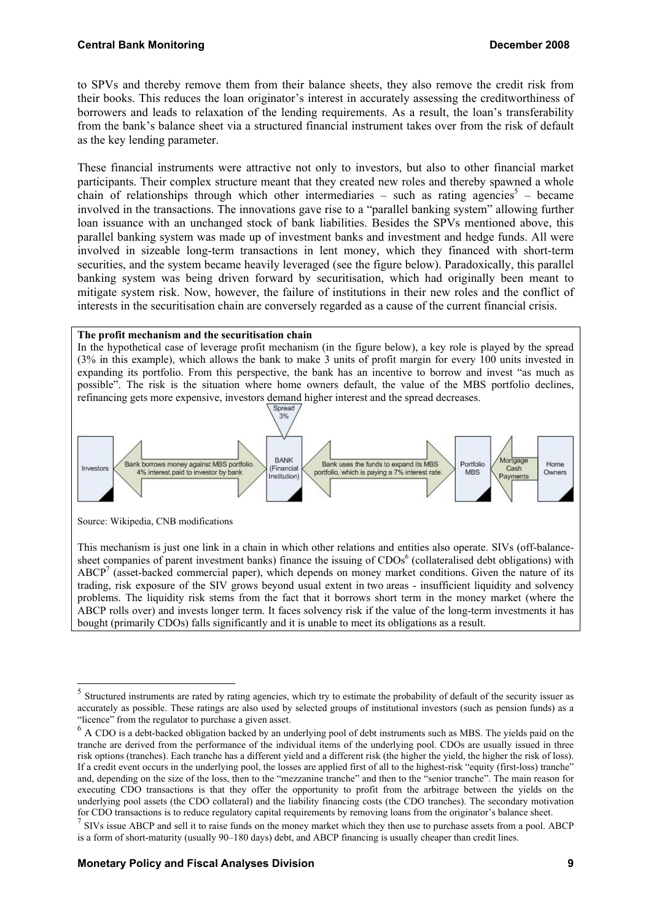to SPVs and thereby remove them from their balance sheets, they also remove the credit risk from their books. This reduces the loan originator's interest in accurately assessing the creditworthiness of borrowers and leads to relaxation of the lending requirements. As a result, the loan's transferability from the bank's balance sheet via a structured financial instrument takes over from the risk of default as the key lending parameter.

These financial instruments were attractive not only to investors, but also to other financial market participants. Their complex structure meant that they created new roles and thereby spawned a whole chain of relationships through which other intermediaries – such as rating agencies[5] – became involved in the transactions. The innovations gave rise to a "parallel banking system" allowing further loan issuance with an unchanged stock of bank liabilities. Besides the SPVs mentioned above, this parallel banking system was made up of investment banks and investment and hedge funds. All were involved in sizeable long-term transactions in lent money, which they financed with short-term securities, and the system became heavily leveraged (see the figure below). Paradoxically, this parallel banking system was being driven forward by securitisation, which had originally been meant to mitigate system risk. Now, however, the failure of institutions in their new roles and the conflict of interests in the securitisation chain are conversely regarded as a cause of the current financial crisis.

**The profit mechanism and the securitisation chain**

In the hypothetical case of leverage profit mechanism (in the figure below), a key role is played by the spread (3% in this example), which allows the bank to make 3 units of profit margin for every 100 units invested in expanding its portfolio. From this perspective, the bank has an incentive to borrow and invest "as much as possible". The risk is the situation where home owners default, the value of the MBS portfolio declines, refinancing gets more expensive, investors demand higher interest and the spread decreases.

Spread 3%

Investors ⟷ Bank borrows money against MBS portfolio. 4% interest paid to investor by bank ⟷ BANK (Financial Institution) ⟷ Bank uses the funds to expand its MBS portfolio, which is paying a 7% interest rate. ⟷ Portfolio MBS ⟵ Mortgage Cash Payments ⟵ Home Owners

Source: Wikipedia, CNB modifications

This mechanism is just one link in a chain in which other relations and entities also operate. SIVs (off-balance-sheet companies of parent investment banks) finance the issuing of CDOs[6] (collateralised debt obligations) with ABCP[7] (asset-backed commercial paper), which depends on money market conditions. Given the nature of its trading, risk exposure of the SIV grows beyond usual extent in two areas - insufficient liquidity and solvency problems. The liquidity risk stems from the fact that it borrows short term in the money market (where the ABCP rolls over) and invests longer term. It faces solvency risk if the value of the long-term investments it has bought (primarily CDOs) falls significantly and it is unable to meet its obligations as a result.

---

[5] Structured instruments are rated by rating agencies, which try to estimate the probability of default of the security issuer as accurately as possible. These ratings are also used by selected groups of institutional investors (such as pension funds) as a "licence" from the regulator to purchase a given asset.

[6] A CDO is a debt-backed obligation backed by an underlying pool of debt instruments such as MBS. The yields paid on the tranche are derived from the performance of the individual items of the underlying pool. CDOs are usually issued in three risk options (tranches). Each tranche has a different yield and a different risk (the higher the yield, the higher the risk of loss). If a credit event occurs in the underlying pool, the losses are applied first of all to the highest-risk "equity (first-loss) tranche" and, depending on the size of the loss, then to the "mezzanine tranche" and then to the "senior tranche". The main reason for executing CDO transactions is that they offer the opportunity to profit from the arbitrage between the yields on the underlying pool assets (the CDO collateral) and the liability financing costs (the CDO tranches). The secondary motivation for CDO transactions is to reduce regulatory capital requirements by removing loans from the originator's balance sheet.

[7] SIVs issue ABCP and sell it to raise funds on the money market which they then use to purchase assets from a pool. ABCP is a form of short-maturity (usually 90–180 days) debt, and ABCP financing is usually cheaper than credit lines.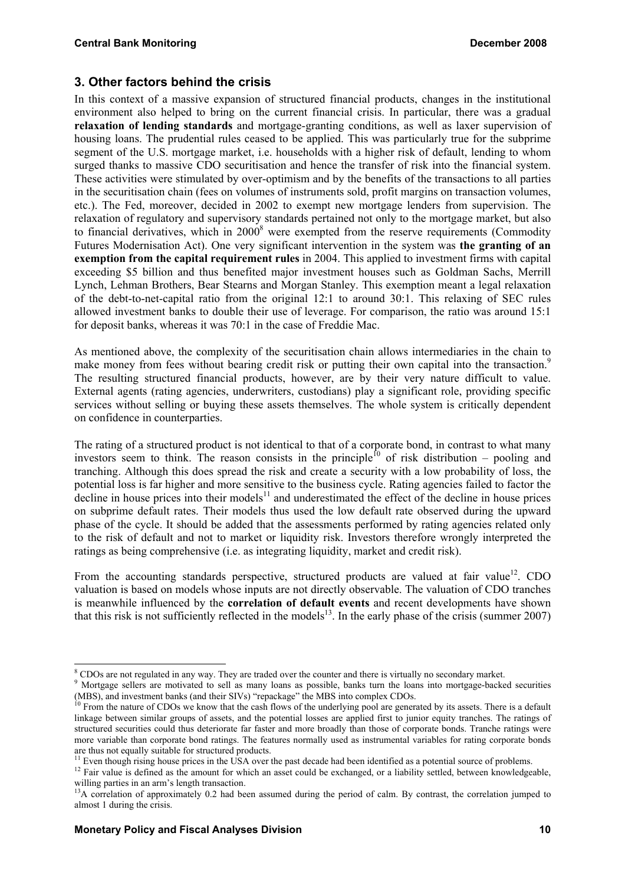## 3. Other factors behind the crisis

In this context of a massive expansion of structured financial products, changes in the institutional environment also helped to bring on the current financial crisis. In particular, there was a gradual **relaxation of lending standards** and mortgage-granting conditions, as well as laxer supervision of housing loans. The prudential rules ceased to be applied. This was particularly true for the subprime segment of the U.S. mortgage market, i.e. households with a higher risk of default, lending to whom surged thanks to massive CDO securitisation and hence the transfer of risk into the financial system. These activities were stimulated by over-optimism and by the benefits of the transactions to all parties in the securitisation chain (fees on volumes of instruments sold, profit margins on transaction volumes, etc.). The Fed, moreover, decided in 2002 to exempt new mortgage lenders from supervision. The relaxation of regulatory and supervisory standards pertained not only to the mortgage market, but also to financial derivatives, which in 2000[8] were exempted from the reserve requirements (Commodity Futures Modernisation Act). One very significant intervention in the system was **the granting of an exemption from the capital requirement rules** in 2004. This applied to investment firms with capital exceeding $5 billion and thus benefited major investment houses such as Goldman Sachs, Merrill Lynch, Lehman Brothers, Bear Stearns and Morgan Stanley. This exemption meant a legal relaxation of the debt-to-net-capital ratio from the original 12:1 to around 30:1. This relaxing of SEC rules allowed investment banks to double their use of leverage. For comparison, the ratio was around 15:1 for deposit banks, whereas it was 70:1 in the case of Freddie Mac.

As mentioned above, the complexity of the securitisation chain allows intermediaries in the chain to make money from fees without bearing credit risk or putting their own capital into the transaction.[9] The resulting structured financial products, however, are by their very nature difficult to value. External agents (rating agencies, underwriters, custodians) play a significant role, providing specific services without selling or buying these assets themselves. The whole system is critically dependent on confidence in counterparties.

The rating of a structured product is not identical to that of a corporate bond, in contrast to what many investors seem to think. The reason consists in the principle[10] of risk distribution – pooling and tranching. Although this does spread the risk and create a security with a low probability of loss, the potential loss is far higher and more sensitive to the business cycle. Rating agencies failed to factor the decline in house prices into their models[11] and underestimated the effect of the decline in house prices on subprime default rates. Their models thus used the low default rate observed during the upward phase of the cycle. It should be added that the assessments performed by rating agencies related only to the risk of default and not to market or liquidity risk. Investors therefore wrongly interpreted the ratings as being comprehensive (i.e. as integrating liquidity, market and credit risk).

From the accounting standards perspective, structured products are valued at fair value[12]. CDO valuation is based on models whose inputs are not directly observable. The valuation of CDO tranches is meanwhile influenced by the **correlation of default events** and recent developments have shown that this risk is not sufficiently reflected in the models[13]. In the early phase of the crisis (summer 2007)

---

[8] CDOs are not regulated in any way. They are traded over the counter and there is virtually no secondary market.

[9] Mortgage sellers are motivated to sell as many loans as possible, banks turn the loans into mortgage-backed securities (MBS), and investment banks (and their SIVs) "repackage" the MBS into complex CDOs.

[10] From the nature of CDOs we know that the cash flows of the underlying pool are generated by its assets. There is a default linkage between similar groups of assets, and the potential losses are applied first to junior equity tranches. The ratings of structured securities could thus deteriorate far faster and more broadly than those of corporate bonds. Tranche ratings were more variable than corporate bond ratings. The features normally used as instrumental variables for rating corporate bonds are thus not equally suitable for structured products.

[11] Even though rising house prices in the USA over the past decade had been identified as a potential source of problems.

[12] Fair value is defined as the amount for which an asset could be exchanged, or a liability settled, between knowledgeable, willing parties in an arm's length transaction.

[13] A correlation of approximately 0.2 had been assumed during the period of calm. By contrast, the correlation jumped to almost 1 during the crisis.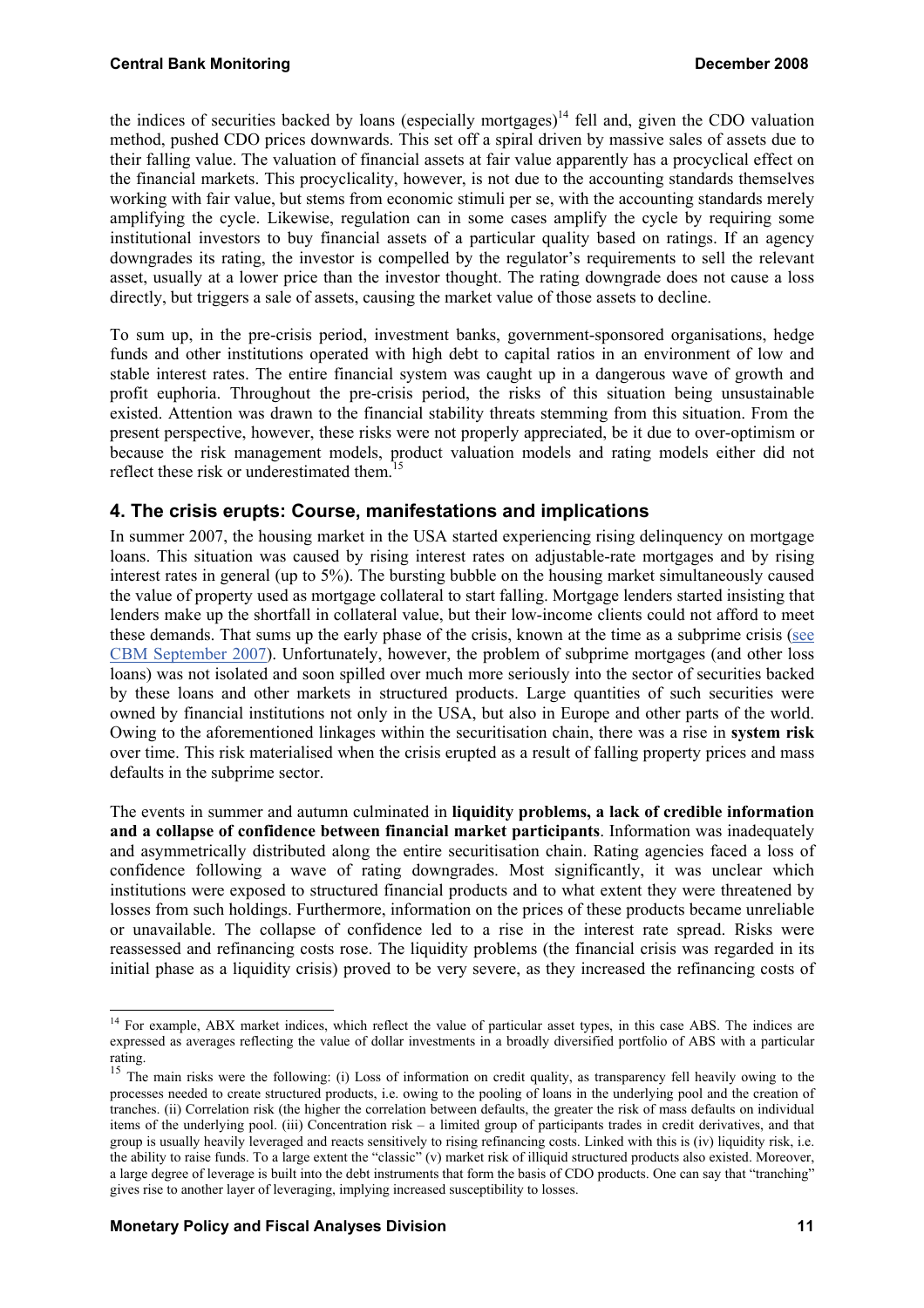the indices of securities backed by loans (especially mortgages)[14] fell and, given the CDO valuation method, pushed CDO prices downwards. This set off a spiral driven by massive sales of assets due to their falling value. The valuation of financial assets at fair value apparently has a procyclical effect on the financial markets. This procyclicality, however, is not due to the accounting standards themselves working with fair value, but stems from economic stimuli per se, with the accounting standards merely amplifying the cycle. Likewise, regulation can in some cases amplify the cycle by requiring some institutional investors to buy financial assets of a particular quality based on ratings. If an agency downgrades its rating, the investor is compelled by the regulator's requirements to sell the relevant asset, usually at a lower price than the investor thought. The rating downgrade does not cause a loss directly, but triggers a sale of assets, causing the market value of those assets to decline.

To sum up, in the pre-crisis period, investment banks, government-sponsored organisations, hedge funds and other institutions operated with high debt to capital ratios in an environment of low and stable interest rates. The entire financial system was caught up in a dangerous wave of growth and profit euphoria. Throughout the pre-crisis period, the risks of this situation being unsustainable existed. Attention was drawn to the financial stability threats stemming from this situation. From the present perspective, however, these risks were not properly appreciated, be it due to over-optimism or because the risk management models, product valuation models and rating models either did not reflect these risk or underestimated them.[15]

## 4. The crisis erupts: Course, manifestations and implications

In summer 2007, the housing market in the USA started experiencing rising delinquency on mortgage loans. This situation was caused by rising interest rates on adjustable-rate mortgages and by rising interest rates in general (up to 5%). The bursting bubble on the housing market simultaneously caused the value of property used as mortgage collateral to start falling. Mortgage lenders started insisting that lenders make up the shortfall in collateral value, but their low-income clients could not afford to meet these demands. That sums up the early phase of the crisis, known at the time as a subprime crisis (see CBM September 2007). Unfortunately, however, the problem of subprime mortgages (and other loss loans) was not isolated and soon spilled over much more seriously into the sector of securities backed by these loans and other markets in structured products. Large quantities of such securities were owned by financial institutions not only in the USA, but also in Europe and other parts of the world. Owing to the aforementioned linkages within the securitisation chain, there was a rise in **system risk** over time. This risk materialised when the crisis erupted as a result of falling property prices and mass defaults in the subprime sector.

The events in summer and autumn culminated in **liquidity problems, a lack of credible information and a collapse of confidence between financial market participants**. Information was inadequately and asymmetrically distributed along the entire securitisation chain. Rating agencies faced a loss of confidence following a wave of rating downgrades. Most significantly, it was unclear which institutions were exposed to structured financial products and to what extent they were threatened by losses from such holdings. Furthermore, information on the prices of these products became unreliable or unavailable. The collapse of confidence led to a rise in the interest rate spread. Risks were reassessed and refinancing costs rose. The liquidity problems (the financial crisis was regarded in its initial phase as a liquidity crisis) proved to be very severe, as they increased the refinancing costs of

---

[14] For example, ABX market indices, which reflect the value of particular asset types, in this case ABS. The indices are expressed as averages reflecting the value of dollar investments in a broadly diversified portfolio of ABS with a particular rating.

[15] The main risks were the following: (i) Loss of information on credit quality, as transparency fell heavily owing to the processes needed to create structured products, i.e. owing to the pooling of loans in the underlying pool and the creation of tranches. (ii) Correlation risk (the higher the correlation between defaults, the greater the risk of mass defaults on individual items of the underlying pool. (iii) Concentration risk – a limited group of participants trades in credit derivatives, and that group is usually heavily leveraged and reacts sensitively to rising refinancing costs. Linked with this is (iv) liquidity risk, i.e. the ability to raise funds. To a large extent the "classic" (v) market risk of illiquid structured products also existed. Moreover, a large degree of leverage is built into the debt instruments that form the basis of CDO products. One can say that "tranching" gives rise to another layer of leveraging, implying increased susceptibility to losses.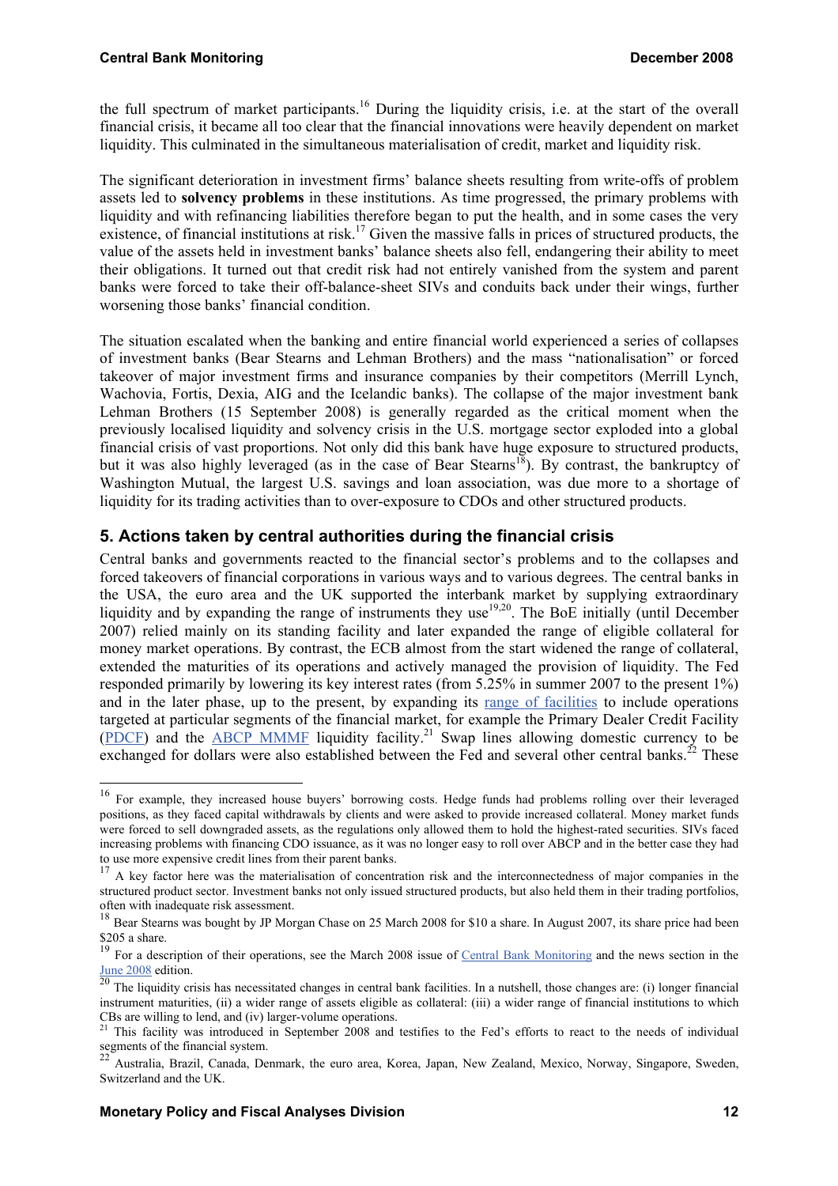the full spectrum of market participants.[16] During the liquidity crisis, i.e. at the start of the overall financial crisis, it became all too clear that the financial innovations were heavily dependent on market liquidity. This culminated in the simultaneous materialisation of credit, market and liquidity risk.

The significant deterioration in investment firms' balance sheets resulting from write-offs of problem assets led to **solvency problems** in these institutions. As time progressed, the primary problems with liquidity and with refinancing liabilities therefore began to put the health, and in some cases the very existence, of financial institutions at risk.[17] Given the massive falls in prices of structured products, the value of the assets held in investment banks' balance sheets also fell, endangering their ability to meet their obligations. It turned out that credit risk had not entirely vanished from the system and parent banks were forced to take their off-balance-sheet SIVs and conduits back under their wings, further worsening those banks' financial condition.

The situation escalated when the banking and entire financial world experienced a series of collapses of investment banks (Bear Stearns and Lehman Brothers) and the mass "nationalisation" or forced takeover of major investment firms and insurance companies by their competitors (Merrill Lynch, Wachovia, Fortis, Dexia, AIG and the Icelandic banks). The collapse of the major investment bank Lehman Brothers (15 September 2008) is generally regarded as the critical moment when the previously localised liquidity and solvency crisis in the U.S. mortgage sector exploded into a global financial crisis of vast proportions. Not only did this bank have huge exposure to structured products, but it was also highly leveraged (as in the case of Bear Stearns[18]). By contrast, the bankruptcy of Washington Mutual, the largest U.S. savings and loan association, was due more to a shortage of liquidity for its trading activities than to over-exposure to CDOs and other structured products.

## 5. Actions taken by central authorities during the financial crisis

Central banks and governments reacted to the financial sector's problems and to the collapses and forced takeovers of financial corporations in various ways and to various degrees. The central banks in the USA, the euro area and the UK supported the interbank market by supplying extraordinary liquidity and by expanding the range of instruments they use[19,20]. The BoE initially (until December 2007) relied mainly on its standing facility and later expanded the range of eligible collateral for money market operations. By contrast, the ECB almost from the start widened the range of collateral, extended the maturities of its operations and actively managed the provision of liquidity. The Fed responded primarily by lowering its key interest rates (from 5.25% in summer 2007 to the present 1%) and in the later phase, up to the present, by expanding its range of facilities to include operations targeted at particular segments of the financial market, for example the Primary Dealer Credit Facility (PDCF) and the ABCP MMMF liquidity facility.[21] Swap lines allowing domestic currency to be exchanged for dollars were also established between the Fed and several other central banks.[22] These

---

[16] For example, they increased house buyers' borrowing costs. Hedge funds had problems rolling over their leveraged positions, as they faced capital withdrawals by clients and were asked to provide increased collateral. Money market funds were forced to sell downgraded assets, as the regulations only allowed them to hold the highest-rated securities. SIVs faced increasing problems with financing CDO issuance, as it was no longer easy to roll over ABCP and in the better case they had to use more expensive credit lines from their parent banks.

[17] A key factor here was the materialisation of concentration risk and the interconnectedness of major companies in the structured product sector. Investment banks not only issued structured products, but also held them in their trading portfolios, often with inadequate risk assessment.

[18] Bear Stearns was bought by JP Morgan Chase on 25 March 2008 for $10 a share. In August 2007, its share price had been $205 a share.

[19] For a description of their operations, see the March 2008 issue of Central Bank Monitoring and the news section in the June 2008 edition.

[20] The liquidity crisis has necessitated changes in central bank facilities. In a nutshell, those changes are: (i) longer financial instrument maturities, (ii) a wider range of assets eligible as collateral: (iii) a wider range of financial institutions to which CBs are willing to lend, and (iv) larger-volume operations.

[21] This facility was introduced in September 2008 and testifies to the Fed's efforts to react to the needs of individual segments of the financial system.

[22] Australia, Brazil, Canada, Denmark, the euro area, Korea, Japan, New Zealand, Mexico, Norway, Singapore, Sweden, Switzerland and the UK.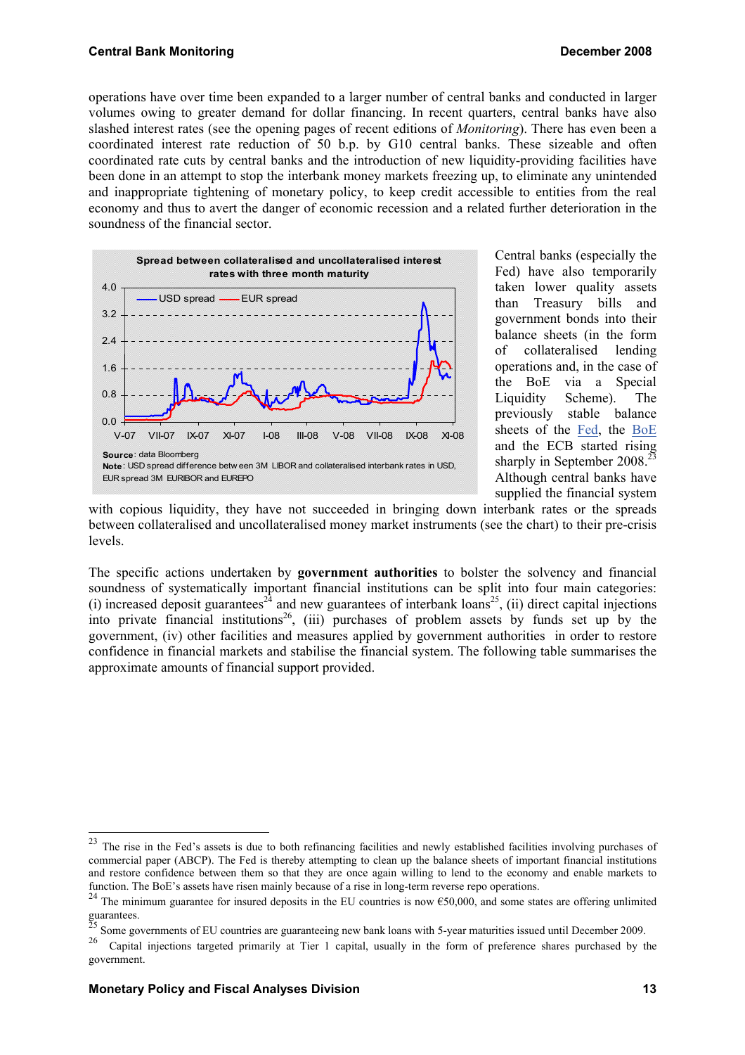operations have over time been expanded to a larger number of central banks and conducted in larger volumes owing to greater demand for dollar financing. In recent quarters, central banks have also slashed interest rates (see the opening pages of recent editions of *Monitoring*). There has even been a coordinated interest rate reduction of 50 b.p. by G10 central banks. These sizeable and often coordinated rate cuts by central banks and the introduction of new liquidity-providing facilities have been done in an attempt to stop the interbank money markets freezing up, to eliminate any unintended and inappropriate tightening of monetary policy, to keep credit accessible to entities from the real economy and thus to avert the danger of economic recession and a related further deterioration in the soundness of the financial sector.

**Spread between collateralised and uncollateralised interest rates with three month maturity**

**Source**: data Bloomberg
**Note**: USD spread difference between 3M LIBOR and collateralised interbank rates in USD, EUR spread 3M EURIBOR and EUREPO

Central banks (especially the Fed) have also temporarily taken lower quality assets than Treasury bills and government bonds into their balance sheets (in the form of collateralised lending operations and, in the case of the BoE via a Special Liquidity Scheme). The previously stable balance sheets of the Fed, the BoE and the ECB started rising sharply in September 2008.[23] Although central banks have supplied the financial system with copious liquidity, they have not succeeded in bringing down interbank rates or the spreads between collateralised and uncollateralised money market instruments (see the chart) to their pre-crisis levels.

The specific actions undertaken by **government authorities** to bolster the solvency and financial soundness of systematically important financial institutions can be split into four main categories: (i) increased deposit guarantees[24] and new guarantees of interbank loans[25], (ii) direct capital injections into private financial institutions[26], (iii) purchases of problem assets by funds set up by the government, (iv) other facilities and measures applied by government authorities in order to restore confidence in financial markets and stabilise the financial system. The following table summarises the approximate amounts of financial support provided.

---

[23] The rise in the Fed's assets is due to both refinancing facilities and newly established facilities involving purchases of commercial paper (ABCP). The Fed is thereby attempting to clean up the balance sheets of important financial institutions and restore confidence between them so that they are once again willing to lend to the economy and enable markets to function. The BoE's assets have risen mainly because of a rise in long-term reverse repo operations.

[24] The minimum guarantee for insured deposits in the EU countries is now €50,000, and some states are offering unlimited guarantees.

[25] Some governments of EU countries are guaranteeing new bank loans with 5-year maturities issued until December 2009.

[26] Capital injections targeted primarily at Tier 1 capital, usually in the form of preference shares purchased by the government.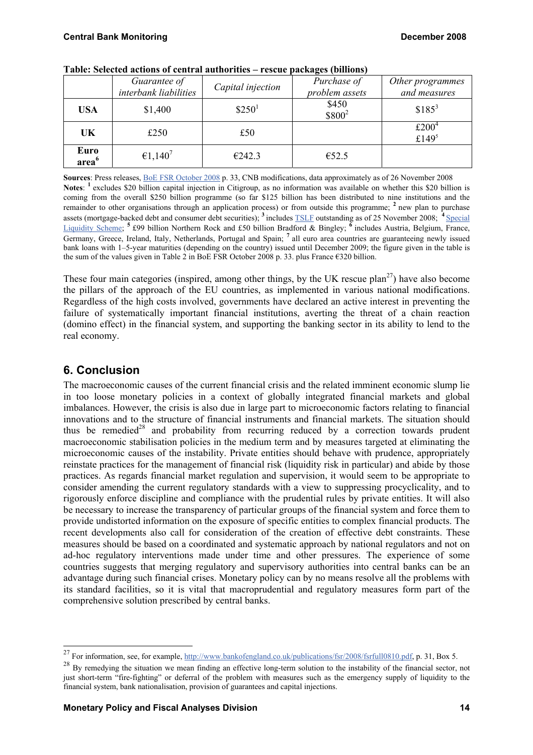**Table: Selected actions of central authorities – rescue packages (billions)**

| | *Guarantee of interbank liabilities* | *Capital injection* | *Purchase of problem assets* | *Other programmes and measures* |
|---|---|---|---|---|
| **USA** | \$1,400 | \$250[1] | \$450<br>\$800[2] | \$185[3] |
| **UK** | £250 | £50 | | £200[4]<br>£149[5] |
| **Euro area[6]** | €1,140[7] | €242.3 | €52.5 | |

**Sources**: Press releases, BoE FSR October 2008 p. 33, CNB modifications, data approximately as of 26 November 2008

**Notes**: [1] excludes \$20 billion capital injection in Citigroup, as no information was available on whether this \$20 billion is coming from the overall \$250 billion programme (so far \$125 billion has been distributed to nine institutions and the remainder to other organisations through an application process) or from outside this programme; [2] new plan to purchase assets (mortgage-backed debt and consumer debt securities); [3] includes TSLF outstanding as of 25 November 2008; [4] Special Liquidity Scheme; [5] £99 billion Northern Rock and £50 billion Bradford & Bingley; [6] includes Austria, Belgium, France, Germany, Greece, Ireland, Italy, Netherlands, Portugal and Spain; [7] all euro area countries are guaranteeing newly issued bank loans with 1–5-year maturities (depending on the country) issued until December 2009; the figure given in the table is the sum of the values given in Table 2 in BoE FSR October 2008 p. 33. plus France €320 billion.

These four main categories (inspired, among other things, by the UK rescue plan[27]) have also become the pillars of the approach of the EU countries, as implemented in various national modifications. Regardless of the high costs involved, governments have declared an active interest in preventing the failure of systematically important financial institutions, averting the threat of a chain reaction (domino effect) in the financial system, and supporting the banking sector in its ability to lend to the real economy.

## 6. Conclusion

The macroeconomic causes of the current financial crisis and the related imminent economic slump lie in too loose monetary policies in a context of globally integrated financial markets and global imbalances. However, the crisis is also due in large part to microeconomic factors relating to financial innovations and to the structure of financial instruments and financial markets. The situation should thus be remedied[28] and probability from recurring reduced by a correction towards prudent macroeconomic stabilisation policies in the medium term and by measures targeted at eliminating the microeconomic causes of the instability. Private entities should behave with prudence, appropriately reinstate practices for the management of financial risk (liquidity risk in particular) and abide by those practices. As regards financial market regulation and supervision, it would seem to be appropriate to consider amending the current regulatory standards with a view to suppressing procyclicality, and to rigorously enforce discipline and compliance with the prudential rules by private entities. It will also be necessary to increase the transparency of particular groups of the financial system and force them to provide undistorted information on the exposure of specific entities to complex financial products. The recent developments also call for consideration of the creation of effective debt constraints. These measures should be based on a coordinated and systematic approach by national regulators and not on ad-hoc regulatory interventions made under time and other pressures. The experience of some countries suggests that merging regulatory and supervisory authorities into central banks can be an advantage during such financial crises. Monetary policy can by no means resolve all the problems with its standard facilities, so it is vital that macroprudential and regulatory measures form part of the comprehensive solution prescribed by central banks.

---

[27] For information, see, for example, http://www.bankofengland.co.uk/publications/fsr/2008/fsrfull0810.pdf, p. 31, Box 5.

[28] By remedying the situation we mean finding an effective long-term solution to the instability of the financial sector, not just short-term "fire-fighting" or deferral of the problem with measures such as the emergency supply of liquidity to the financial system, bank nationalisation, provision of guarantees and capital injections.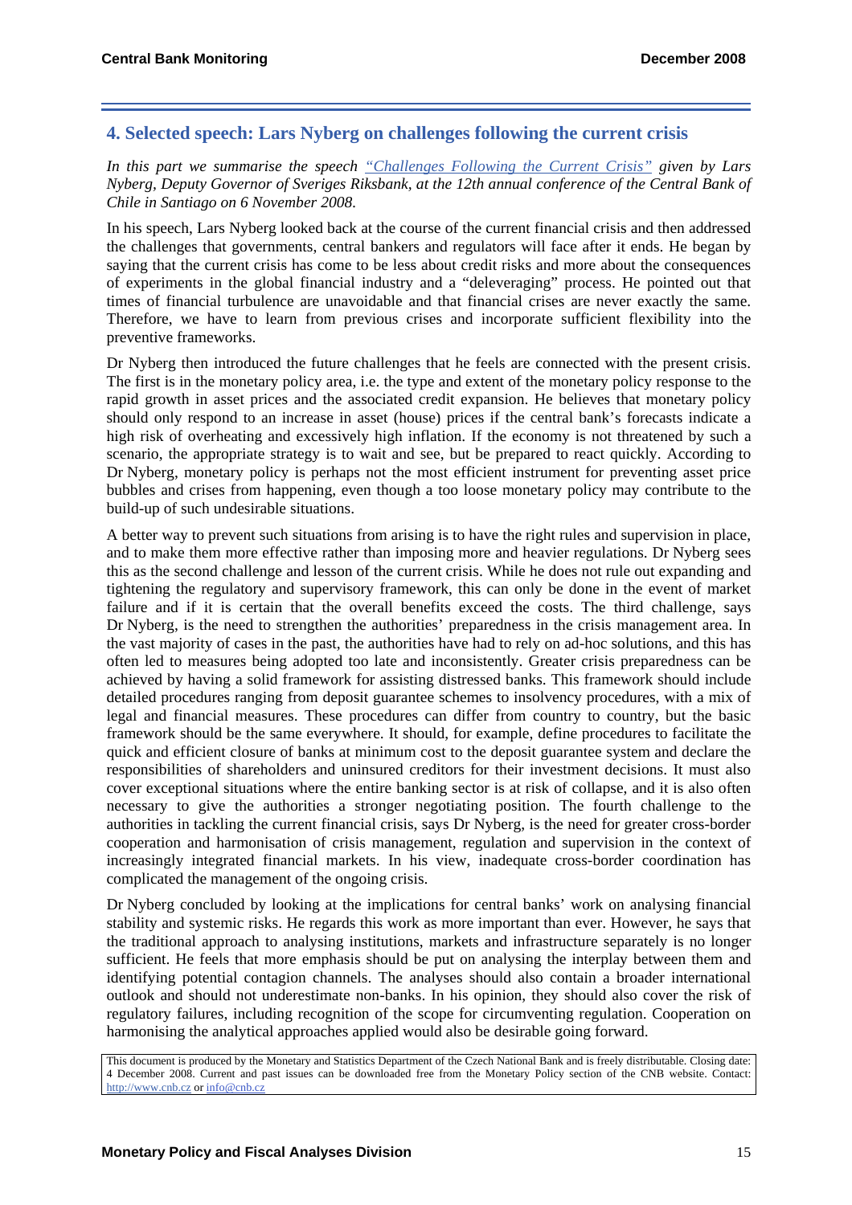## 4. Selected speech: Lars Nyberg on challenges following the current crisis

*In this part we summarise the speech "Challenges Following the Current Crisis" given by Lars Nyberg, Deputy Governor of Sveriges Riksbank, at the 12th annual conference of the Central Bank of Chile in Santiago on 6 November 2008.*

In his speech, Lars Nyberg looked back at the course of the current financial crisis and then addressed the challenges that governments, central bankers and regulators will face after it ends. He began by saying that the current crisis has come to be less about credit risks and more about the consequences of experiments in the global financial industry and a "deleveraging" process. He pointed out that times of financial turbulence are unavoidable and that financial crises are never exactly the same. Therefore, we have to learn from previous crises and incorporate sufficient flexibility into the preventive frameworks.

Dr Nyberg then introduced the future challenges that he feels are connected with the present crisis. The first is in the monetary policy area, i.e. the type and extent of the monetary policy response to the rapid growth in asset prices and the associated credit expansion. He believes that monetary policy should only respond to an increase in asset (house) prices if the central bank's forecasts indicate a high risk of overheating and excessively high inflation. If the economy is not threatened by such a scenario, the appropriate strategy is to wait and see, but be prepared to react quickly. According to Dr Nyberg, monetary policy is perhaps not the most efficient instrument for preventing asset price bubbles and crises from happening, even though a too loose monetary policy may contribute to the build-up of such undesirable situations.

A better way to prevent such situations from arising is to have the right rules and supervision in place, and to make them more effective rather than imposing more and heavier regulations. Dr Nyberg sees this as the second challenge and lesson of the current crisis. While he does not rule out expanding and tightening the regulatory and supervisory framework, this can only be done in the event of market failure and if it is certain that the overall benefits exceed the costs. The third challenge, says Dr Nyberg, is the need to strengthen the authorities' preparedness in the crisis management area. In the vast majority of cases in the past, the authorities have had to rely on ad-hoc solutions, and this has often led to measures being adopted too late and inconsistently. Greater crisis preparedness can be achieved by having a solid framework for assisting distressed banks. This framework should include detailed procedures ranging from deposit guarantee schemes to insolvency procedures, with a mix of legal and financial measures. These procedures can differ from country to country, but the basic framework should be the same everywhere. It should, for example, define procedures to facilitate the quick and efficient closure of banks at minimum cost to the deposit guarantee system and declare the responsibilities of shareholders and uninsured creditors for their investment decisions. It must also cover exceptional situations where the entire banking sector is at risk of collapse, and it is also often necessary to give the authorities a stronger negotiating position. The fourth challenge to the authorities in tackling the current financial crisis, says Dr Nyberg, is the need for greater cross-border cooperation and harmonisation of crisis management, regulation and supervision in the context of increasingly integrated financial markets. In his view, inadequate cross-border coordination has complicated the management of the ongoing crisis.

Dr Nyberg concluded by looking at the implications for central banks' work on analysing financial stability and systemic risks. He regards this work as more important than ever. However, he says that the traditional approach to analysing institutions, markets and infrastructure separately is no longer sufficient. He feels that more emphasis should be put on analysing the interplay between them and identifying potential contagion channels. The analyses should also contain a broader international outlook and should not underestimate non-banks. In his opinion, they should also cover the risk of regulatory failures, including recognition of the scope for circumventing regulation. Cooperation on harmonising the analytical approaches applied would also be desirable going forward.

This document is produced by the Monetary and Statistics Department of the Czech National Bank and is freely distributable. Closing date: 4 December 2008. Current and past issues can be downloaded free from the Monetary Policy section of the CNB website. Contact: http://www.cnb.cz or info@cnb.cz